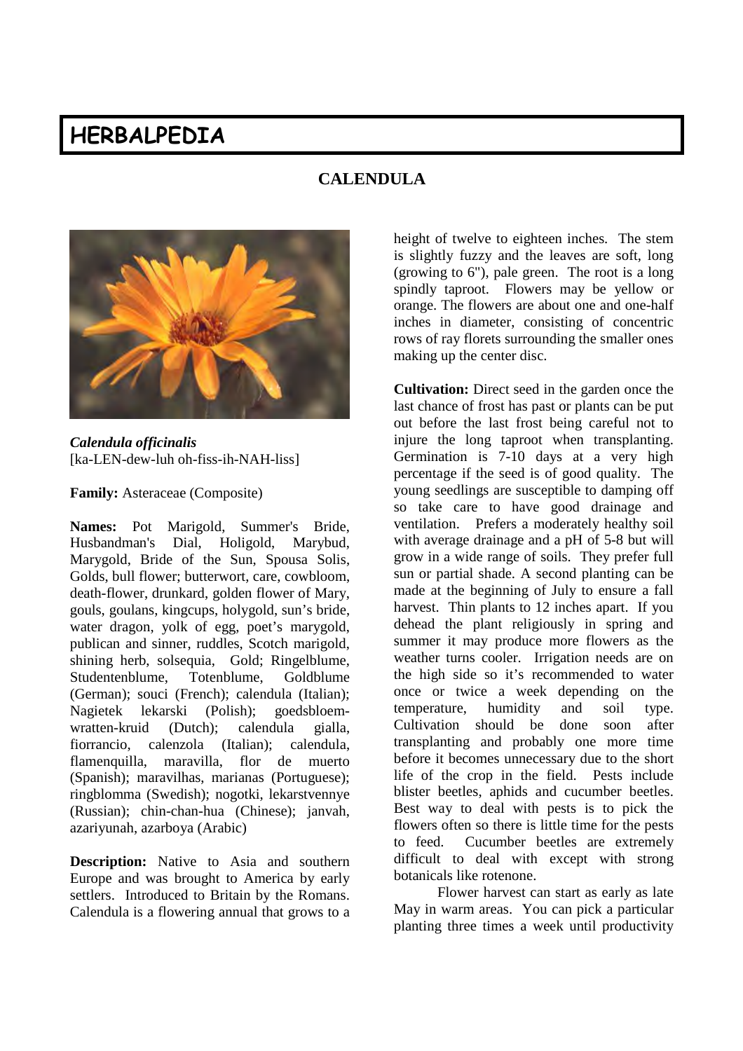# HERBALPEDIA

## CALENDULA

***Calendula officinalis***
[ka-LEN-dew-luh oh-fiss-ih-NAH-liss]

**Family:** Asteraceae (Composite)

**Names:** Pot Marigold, Summer's Bride, Husbandman's Dial, Holigold, Marybud, Marygold, Bride of the Sun, Spousa Solis, Golds, bull flower; butterwort, care, cowbloom, death-flower, drunkard, golden flower of Mary, gouls, goulans, kingcups, holygold, sun's bride, water dragon, yolk of egg, poet's marygold, publican and sinner, ruddles, Scotch marigold, shining herb, solsequia, Gold; Ringelblume, Studentenblume, Totenblume, Goldblume (German); souci (French); calendula (Italian); Nagietek lekarski (Polish); goedsbloem-wratten-kruid (Dutch); calendula gialla, fiorrancio, calenzola (Italian); calendula, flamenquilla, maravilla, flor de muerto (Spanish); maravilhas, marianas (Portuguese); ringblomma (Swedish); nogotki, lekarstvennye (Russian); chin-chan-hua (Chinese); janvah, azariyunah, azarboya (Arabic)

**Description:** Native to Asia and southern Europe and was brought to America by early settlers. Introduced to Britain by the Romans. Calendula is a flowering annual that grows to a height of twelve to eighteen inches. The stem is slightly fuzzy and the leaves are soft, long (growing to 6"), pale green. The root is a long spindly taproot. Flowers may be yellow or orange. The flowers are about one and one-half inches in diameter, consisting of concentric rows of ray florets surrounding the smaller ones making up the center disc.

**Cultivation:** Direct seed in the garden once the last chance of frost has past or plants can be put out before the last frost being careful not to injure the long taproot when transplanting. Germination is 7-10 days at a very high percentage if the seed is of good quality. The young seedlings are susceptible to damping off so take care to have good drainage and ventilation. Prefers a moderately healthy soil with average drainage and a pH of 5-8 but will grow in a wide range of soils. They prefer full sun or partial shade. A second planting can be made at the beginning of July to ensure a fall harvest. Thin plants to 12 inches apart. If you dehead the plant religiously in spring and summer it may produce more flowers as the weather turns cooler. Irrigation needs are on the high side so it's recommended to water once or twice a week depending on the temperature, humidity and soil type. Cultivation should be done soon after transplanting and probably one more time before it becomes unnecessary due to the short life of the crop in the field. Pests include blister beetles, aphids and cucumber beetles. Best way to deal with pests is to pick the flowers often so there is little time for the pests to feed. Cucumber beetles are extremely difficult to deal with except with strong botanicals like rotenone.

Flower harvest can start as early as late May in warm areas. You can pick a particular planting three times a week until productivity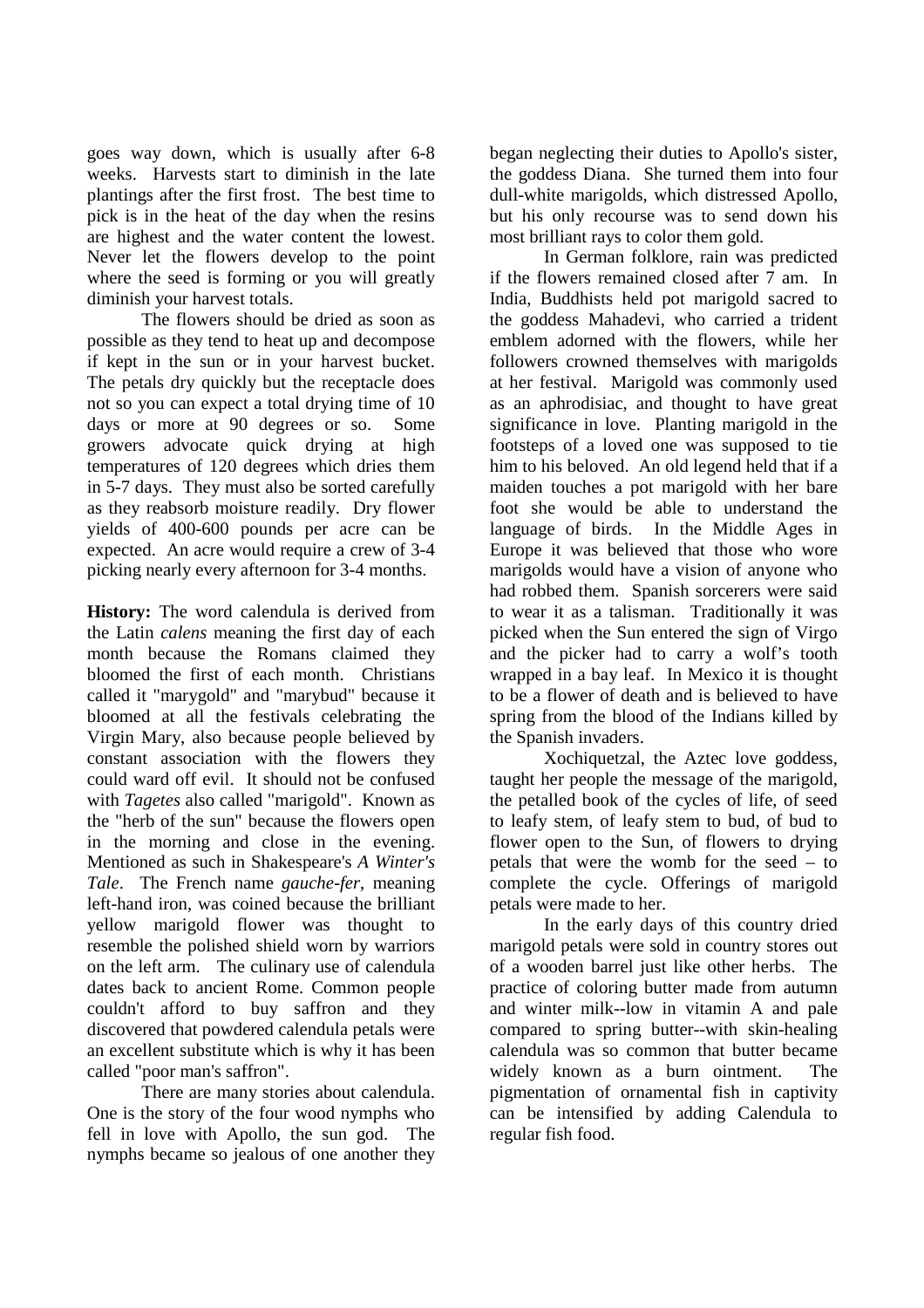goes way down, which is usually after 6-8 weeks. Harvests start to diminish in the late plantings after the first frost. The best time to pick is in the heat of the day when the resins are highest and the water content the lowest. Never let the flowers develop to the point where the seed is forming or you will greatly diminish your harvest totals.

The flowers should be dried as soon as possible as they tend to heat up and decompose if kept in the sun or in your harvest bucket. The petals dry quickly but the receptacle does not so you can expect a total drying time of 10 days or more at 90 degrees or so. Some growers advocate quick drying at high temperatures of 120 degrees which dries them in 5-7 days. They must also be sorted carefully as they reabsorb moisture readily. Dry flower yields of 400-600 pounds per acre can be expected. An acre would require a crew of 3-4 picking nearly every afternoon for 3-4 months.

**History:** The word calendula is derived from the Latin *calens* meaning the first day of each month because the Romans claimed they bloomed the first of each month. Christians called it "marygold" and "marybud" because it bloomed at all the festivals celebrating the Virgin Mary, also because people believed by constant association with the flowers they could ward off evil. It should not be confused with *Tagetes* also called "marigold". Known as the "herb of the sun" because the flowers open in the morning and close in the evening. Mentioned as such in Shakespeare's *A Winter's Tale*. The French name *gauche-fer*, meaning left-hand iron, was coined because the brilliant yellow marigold flower was thought to resemble the polished shield worn by warriors on the left arm. The culinary use of calendula dates back to ancient Rome. Common people couldn't afford to buy saffron and they discovered that powdered calendula petals were an excellent substitute which is why it has been called "poor man's saffron".

There are many stories about calendula. One is the story of the four wood nymphs who fell in love with Apollo, the sun god. The nymphs became so jealous of one another they began neglecting their duties to Apollo's sister, the goddess Diana. She turned them into four dull-white marigolds, which distressed Apollo, but his only recourse was to send down his most brilliant rays to color them gold.

In German folklore, rain was predicted if the flowers remained closed after 7 am. In India, Buddhists held pot marigold sacred to the goddess Mahadevi, who carried a trident emblem adorned with the flowers, while her followers crowned themselves with marigolds at her festival. Marigold was commonly used as an aphrodisiac, and thought to have great significance in love. Planting marigold in the footsteps of a loved one was supposed to tie him to his beloved. An old legend held that if a maiden touches a pot marigold with her bare foot she would be able to understand the language of birds. In the Middle Ages in Europe it was believed that those who wore marigolds would have a vision of anyone who had robbed them. Spanish sorcerers were said to wear it as a talisman. Traditionally it was picked when the Sun entered the sign of Virgo and the picker had to carry a wolf's tooth wrapped in a bay leaf. In Mexico it is thought to be a flower of death and is believed to have spring from the blood of the Indians killed by the Spanish invaders.

Xochiquetzal, the Aztec love goddess, taught her people the message of the marigold, the petalled book of the cycles of life, of seed to leafy stem, of leafy stem to bud, of bud to flower open to the Sun, of flowers to drying petals that were the womb for the seed – to complete the cycle. Offerings of marigold petals were made to her.

In the early days of this country dried marigold petals were sold in country stores out of a wooden barrel just like other herbs. The practice of coloring butter made from autumn and winter milk--low in vitamin A and pale compared to spring butter--with skin-healing calendula was so common that butter became widely known as a burn ointment. The pigmentation of ornamental fish in captivity can be intensified by adding Calendula to regular fish food.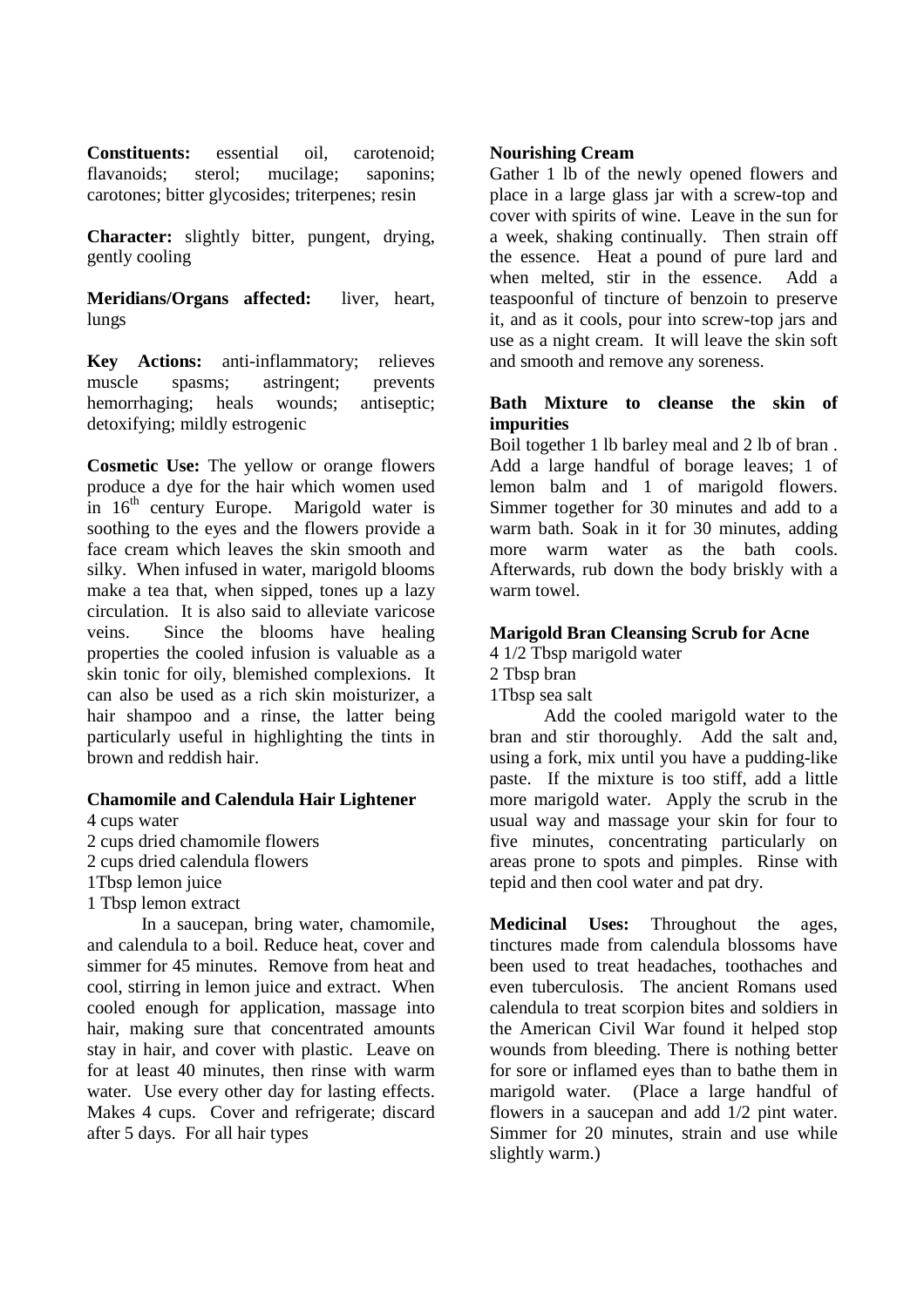**Constituents:** essential oil, carotenoid; flavanoids; sterol; mucilage; saponins; carotones; bitter glycosides; triterpenes; resin

**Character:** slightly bitter, pungent, drying, gently cooling

**Meridians/Organs affected:** liver, heart, lungs

**Key Actions:** anti-inflammatory; relieves muscle spasms; astringent; prevents hemorrhaging; heals wounds; antiseptic; detoxifying; mildly estrogenic

**Cosmetic Use:** The yellow or orange flowers produce a dye for the hair which women used in 16th century Europe. Marigold water is soothing to the eyes and the flowers provide a face cream which leaves the skin smooth and silky. When infused in water, marigold blooms make a tea that, when sipped, tones up a lazy circulation. It is also said to alleviate varicose veins. Since the blooms have healing properties the cooled infusion is valuable as a skin tonic for oily, blemished complexions. It can also be used as a rich skin moisturizer, a hair shampoo and a rinse, the latter being particularly useful in highlighting the tints in brown and reddish hair.

**Chamomile and Calendula Hair Lightener**

4 cups water
2 cups dried chamomile flowers
2 cups dried calendula flowers
1Tbsp lemon juice
1 Tbsp lemon extract

In a saucepan, bring water, chamomile, and calendula to a boil. Reduce heat, cover and simmer for 45 minutes. Remove from heat and cool, stirring in lemon juice and extract. When cooled enough for application, massage into hair, making sure that concentrated amounts stay in hair, and cover with plastic. Leave on for at least 40 minutes, then rinse with warm water. Use every other day for lasting effects. Makes 4 cups. Cover and refrigerate; discard after 5 days. For all hair types

**Nourishing Cream**

Gather 1 lb of the newly opened flowers and place in a large glass jar with a screw-top and cover with spirits of wine. Leave in the sun for a week, shaking continually. Then strain off the essence. Heat a pound of pure lard and when melted, stir in the essence. Add a teaspoonful of tincture of benzoin to preserve it, and as it cools, pour into screw-top jars and use as a night cream. It will leave the skin soft and smooth and remove any soreness.

**Bath Mixture to cleanse the skin of impurities**

Boil together 1 lb barley meal and 2 lb of bran . Add a large handful of borage leaves; 1 of lemon balm and 1 of marigold flowers. Simmer together for 30 minutes and add to a warm bath. Soak in it for 30 minutes, adding more warm water as the bath cools. Afterwards, rub down the body briskly with a warm towel.

**Marigold Bran Cleansing Scrub for Acne**

4 1/2 Tbsp marigold water
2 Tbsp bran
1Tbsp sea salt

Add the cooled marigold water to the bran and stir thoroughly. Add the salt and, using a fork, mix until you have a pudding-like paste. If the mixture is too stiff, add a little more marigold water. Apply the scrub in the usual way and massage your skin for four to five minutes, concentrating particularly on areas prone to spots and pimples. Rinse with tepid and then cool water and pat dry.

**Medicinal Uses:** Throughout the ages, tinctures made from calendula blossoms have been used to treat headaches, toothaches and even tuberculosis. The ancient Romans used calendula to treat scorpion bites and soldiers in the American Civil War found it helped stop wounds from bleeding. There is nothing better for sore or inflamed eyes than to bathe them in marigold water. (Place a large handful of flowers in a saucepan and add 1/2 pint water. Simmer for 20 minutes, strain and use while slightly warm.)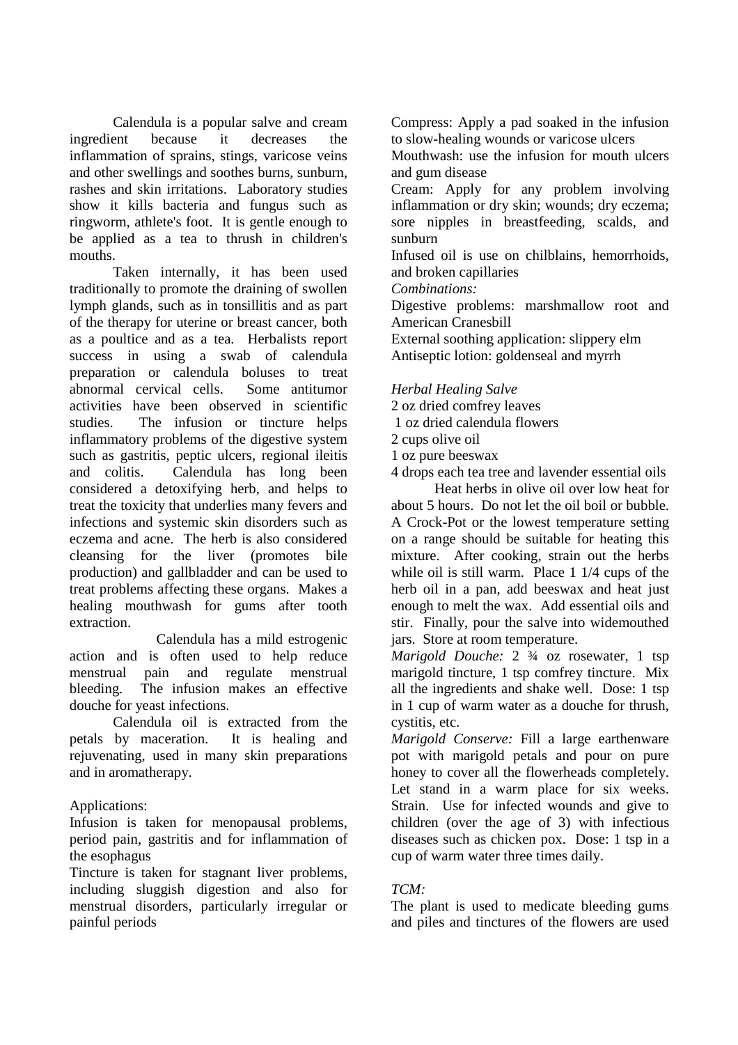Calendula is a popular salve and cream ingredient because it decreases the inflammation of sprains, stings, varicose veins and other swellings and soothes burns, sunburn, rashes and skin irritations. Laboratory studies show it kills bacteria and fungus such as ringworm, athlete's foot. It is gentle enough to be applied as a tea to thrush in children's mouths.

Taken internally, it has been used traditionally to promote the draining of swollen lymph glands, such as in tonsillitis and as part of the therapy for uterine or breast cancer, both as a poultice and as a tea. Herbalists report success in using a swab of calendula preparation or calendula boluses to treat abnormal cervical cells. Some antitumor activities have been observed in scientific studies. The infusion or tincture helps inflammatory problems of the digestive system such as gastritis, peptic ulcers, regional ileitis and colitis. Calendula has long been considered a detoxifying herb, and helps to treat the toxicity that underlies many fevers and infections and systemic skin disorders such as eczema and acne. The herb is also considered cleansing for the liver (promotes bile production) and gallbladder and can be used to treat problems affecting these organs. Makes a healing mouthwash for gums after tooth extraction.

Calendula has a mild estrogenic action and is often used to help reduce menstrual pain and regulate menstrual bleeding. The infusion makes an effective douche for yeast infections.

Calendula oil is extracted from the petals by maceration. It is healing and rejuvenating, used in many skin preparations and in aromatherapy.

Applications:

Infusion is taken for menopausal problems, period pain, gastritis and for inflammation of the esophagus

Tincture is taken for stagnant liver problems, including sluggish digestion and also for menstrual disorders, particularly irregular or painful periods

Compress: Apply a pad soaked in the infusion to slow-healing wounds or varicose ulcers

Mouthwash: use the infusion for mouth ulcers and gum disease

Cream: Apply for any problem involving inflammation or dry skin; wounds; dry eczema; sore nipples in breastfeeding, scalds, and sunburn

Infused oil is use on chilblains, hemorrhoids, and broken capillaries

*Combinations:*

Digestive problems: marshmallow root and American Cranesbill

External soothing application: slippery elm

Antiseptic lotion: goldenseal and myrrh

*Herbal Healing Salve*

2 oz dried comfrey leaves
1 oz dried calendula flowers
2 cups olive oil
1 oz pure beeswax
4 drops each tea tree and lavender essential oils

Heat herbs in olive oil over low heat for about 5 hours. Do not let the oil boil or bubble. A Crock-Pot or the lowest temperature setting on a range should be suitable for heating this mixture. After cooking, strain out the herbs while oil is still warm. Place 1 1/4 cups of the herb oil in a pan, add beeswax and heat just enough to melt the wax. Add essential oils and stir. Finally, pour the salve into widemouthed jars. Store at room temperature.

*Marigold Douche:* 2 ¾ oz rosewater, 1 tsp marigold tincture, 1 tsp comfrey tincture. Mix all the ingredients and shake well. Dose: 1 tsp in 1 cup of warm water as a douche for thrush, cystitis, etc.

*Marigold Conserve:* Fill a large earthenware pot with marigold petals and pour on pure honey to cover all the flowerheads completely. Let stand in a warm place for six weeks. Strain. Use for infected wounds and give to children (over the age of 3) with infectious diseases such as chicken pox. Dose: 1 tsp in a cup of warm water three times daily.

*TCM:*

The plant is used to medicate bleeding gums and piles and tinctures of the flowers are used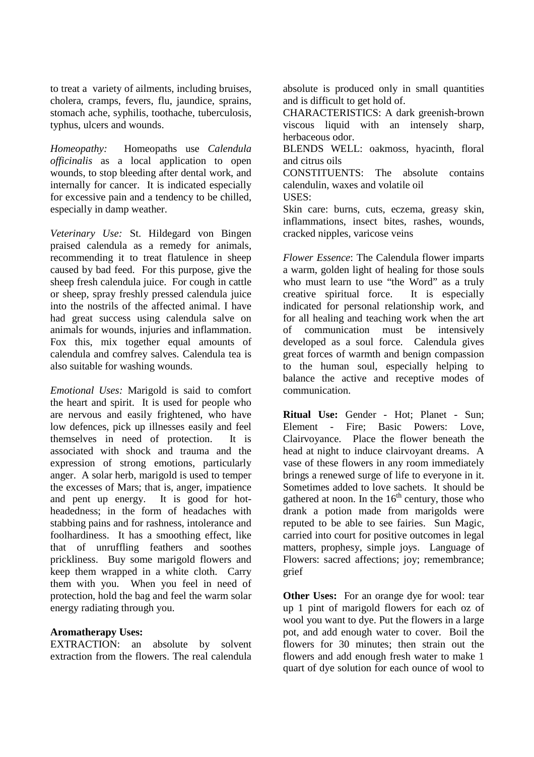to treat a variety of ailments, including bruises, cholera, cramps, fevers, flu, jaundice, sprains, stomach ache, syphilis, toothache, tuberculosis, typhus, ulcers and wounds.

*Homeopathy:* Homeopaths use *Calendula officinalis* as a local application to open wounds, to stop bleeding after dental work, and internally for cancer. It is indicated especially for excessive pain and a tendency to be chilled, especially in damp weather.

*Veterinary Use:* St. Hildegard von Bingen praised calendula as a remedy for animals, recommending it to treat flatulence in sheep caused by bad feed. For this purpose, give the sheep fresh calendula juice. For cough in cattle or sheep, spray freshly pressed calendula juice into the nostrils of the affected animal. I have had great success using calendula salve on animals for wounds, injuries and inflammation. Fox this, mix together equal amounts of calendula and comfrey salves. Calendula tea is also suitable for washing wounds.

*Emotional Uses:* Marigold is said to comfort the heart and spirit. It is used for people who are nervous and easily frightened, who have low defences, pick up illnesses easily and feel themselves in need of protection. It is associated with shock and trauma and the expression of strong emotions, particularly anger. A solar herb, marigold is used to temper the excesses of Mars; that is, anger, impatience and pent up energy. It is good for hot-headedness; in the form of headaches with stabbing pains and for rashness, intolerance and foolhardiness. It has a smoothing effect, like that of unruffling feathers and soothes prickliness. Buy some marigold flowers and keep them wrapped in a white cloth. Carry them with you. When you feel in need of protection, hold the bag and feel the warm solar energy radiating through you.

**Aromatherapy Uses:**

EXTRACTION: an absolute by solvent extraction from the flowers. The real calendula absolute is produced only in small quantities and is difficult to get hold of.

CHARACTERISTICS: A dark greenish-brown viscous liquid with an intensely sharp, herbaceous odor.

BLENDS WELL: oakmoss, hyacinth, floral and citrus oils

CONSTITUENTS: The absolute contains calendulin, waxes and volatile oil

USES:

Skin care: burns, cuts, eczema, greasy skin, inflammations, insect bites, rashes, wounds, cracked nipples, varicose veins

*Flower Essence*: The Calendula flower imparts a warm, golden light of healing for those souls who must learn to use "the Word" as a truly creative spiritual force. It is especially indicated for personal relationship work, and for all healing and teaching work when the art of communication must be intensively developed as a soul force. Calendula gives great forces of warmth and benign compassion to the human soul, especially helping to balance the active and receptive modes of communication.

**Ritual Use:** Gender - Hot; Planet - Sun; Element - Fire; Basic Powers: Love, Clairvoyance. Place the flower beneath the head at night to induce clairvoyant dreams. A vase of these flowers in any room immediately brings a renewed surge of life to everyone in it. Sometimes added to love sachets. It should be gathered at noon. In the 16th century, those who drank a potion made from marigolds were reputed to be able to see fairies. Sun Magic, carried into court for positive outcomes in legal matters, prophesy, simple joys. Language of Flowers: sacred affections; joy; remembrance; grief

**Other Uses:** For an orange dye for wool: tear up 1 pint of marigold flowers for each oz of wool you want to dye. Put the flowers in a large pot, and add enough water to cover. Boil the flowers for 30 minutes; then strain out the flowers and add enough fresh water to make 1 quart of dye solution for each ounce of wool to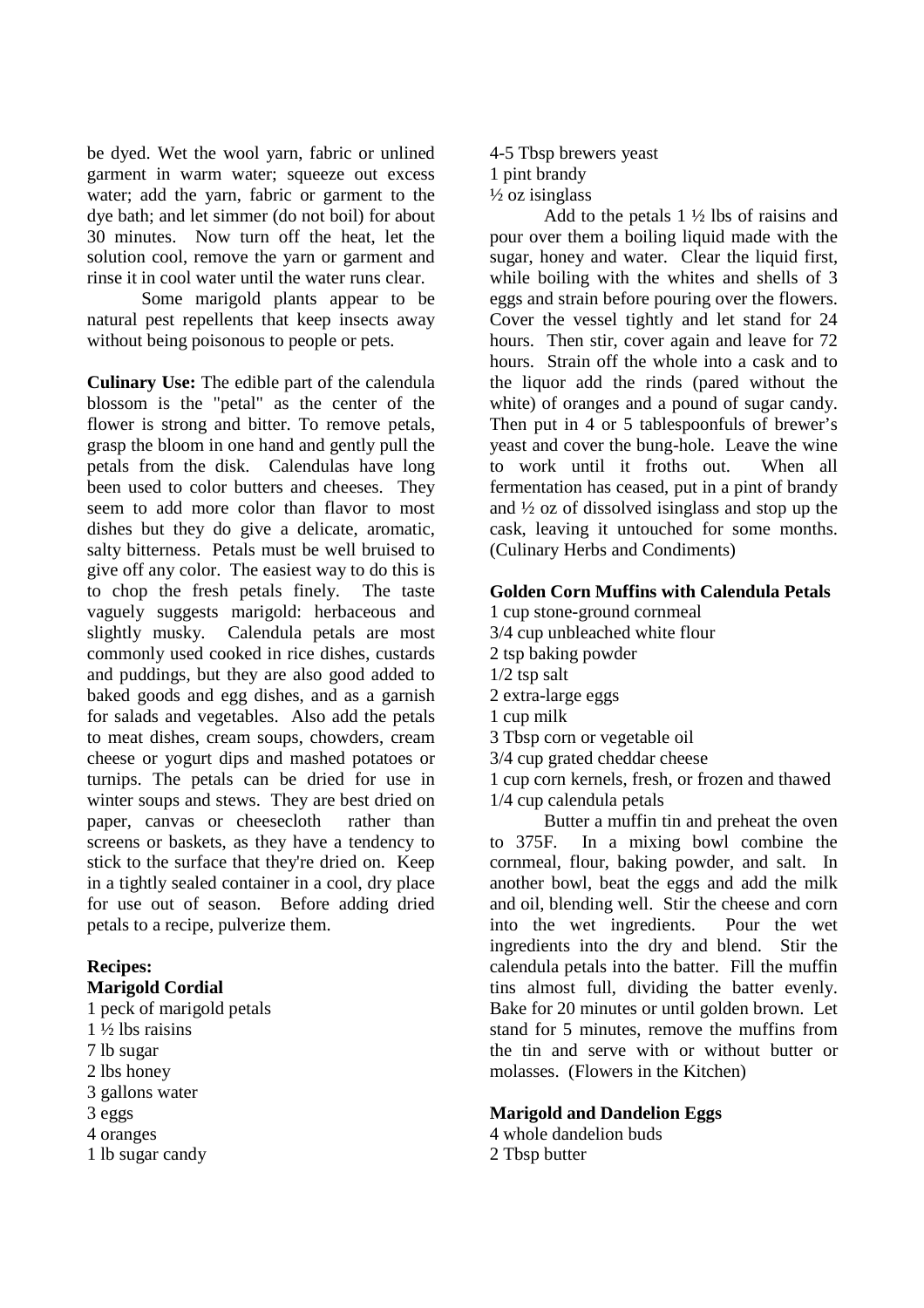be dyed. Wet the wool yarn, fabric or unlined garment in warm water; squeeze out excess water; add the yarn, fabric or garment to the dye bath; and let simmer (do not boil) for about 30 minutes. Now turn off the heat, let the solution cool, remove the yarn or garment and rinse it in cool water until the water runs clear.

Some marigold plants appear to be natural pest repellents that keep insects away without being poisonous to people or pets.

**Culinary Use:** The edible part of the calendula blossom is the "petal" as the center of the flower is strong and bitter. To remove petals, grasp the bloom in one hand and gently pull the petals from the disk. Calendulas have long been used to color butters and cheeses. They seem to add more color than flavor to most dishes but they do give a delicate, aromatic, salty bitterness. Petals must be well bruised to give off any color. The easiest way to do this is to chop the fresh petals finely. The taste vaguely suggests marigold: herbaceous and slightly musky. Calendula petals are most commonly used cooked in rice dishes, custards and puddings, but they are also good added to baked goods and egg dishes, and as a garnish for salads and vegetables. Also add the petals to meat dishes, cream soups, chowders, cream cheese or yogurt dips and mashed potatoes or turnips. The petals can be dried for use in winter soups and stews. They are best dried on paper, canvas or cheesecloth rather than screens or baskets, as they have a tendency to stick to the surface that they're dried on. Keep in a tightly sealed container in a cool, dry place for use out of season. Before adding dried petals to a recipe, pulverize them.

**Recipes:**

**Marigold Cordial**

1 peck of marigold petals
1 ½ lbs raisins
7 lb sugar
2 lbs honey
3 gallons water
3 eggs
4 oranges
1 lb sugar candy
4-5 Tbsp brewers yeast
1 pint brandy
½ oz isinglass

Add to the petals 1 ½ lbs of raisins and pour over them a boiling liquid made with the sugar, honey and water. Clear the liquid first, while boiling with the whites and shells of 3 eggs and strain before pouring over the flowers. Cover the vessel tightly and let stand for 24 hours. Then stir, cover again and leave for 72 hours. Strain off the whole into a cask and to the liquor add the rinds (pared without the white) of oranges and a pound of sugar candy. Then put in 4 or 5 tablespoonfuls of brewer's yeast and cover the bung-hole. Leave the wine to work until it froths out. When all fermentation has ceased, put in a pint of brandy and ½ oz of dissolved isinglass and stop up the cask, leaving it untouched for some months. (Culinary Herbs and Condiments)

**Golden Corn Muffins with Calendula Petals**

1 cup stone-ground cornmeal
3/4 cup unbleached white flour
2 tsp baking powder
1/2 tsp salt
2 extra-large eggs
1 cup milk
3 Tbsp corn or vegetable oil
3/4 cup grated cheddar cheese
1 cup corn kernels, fresh, or frozen and thawed
1/4 cup calendula petals

Butter a muffin tin and preheat the oven to 375F. In a mixing bowl combine the cornmeal, flour, baking powder, and salt. In another bowl, beat the eggs and add the milk and oil, blending well. Stir the cheese and corn into the wet ingredients. Pour the wet ingredients into the dry and blend. Stir the calendula petals into the batter. Fill the muffin tins almost full, dividing the batter evenly. Bake for 20 minutes or until golden brown. Let stand for 5 minutes, remove the muffins from the tin and serve with or without butter or molasses. (Flowers in the Kitchen)

**Marigold and Dandelion Eggs**

4 whole dandelion buds
2 Tbsp butter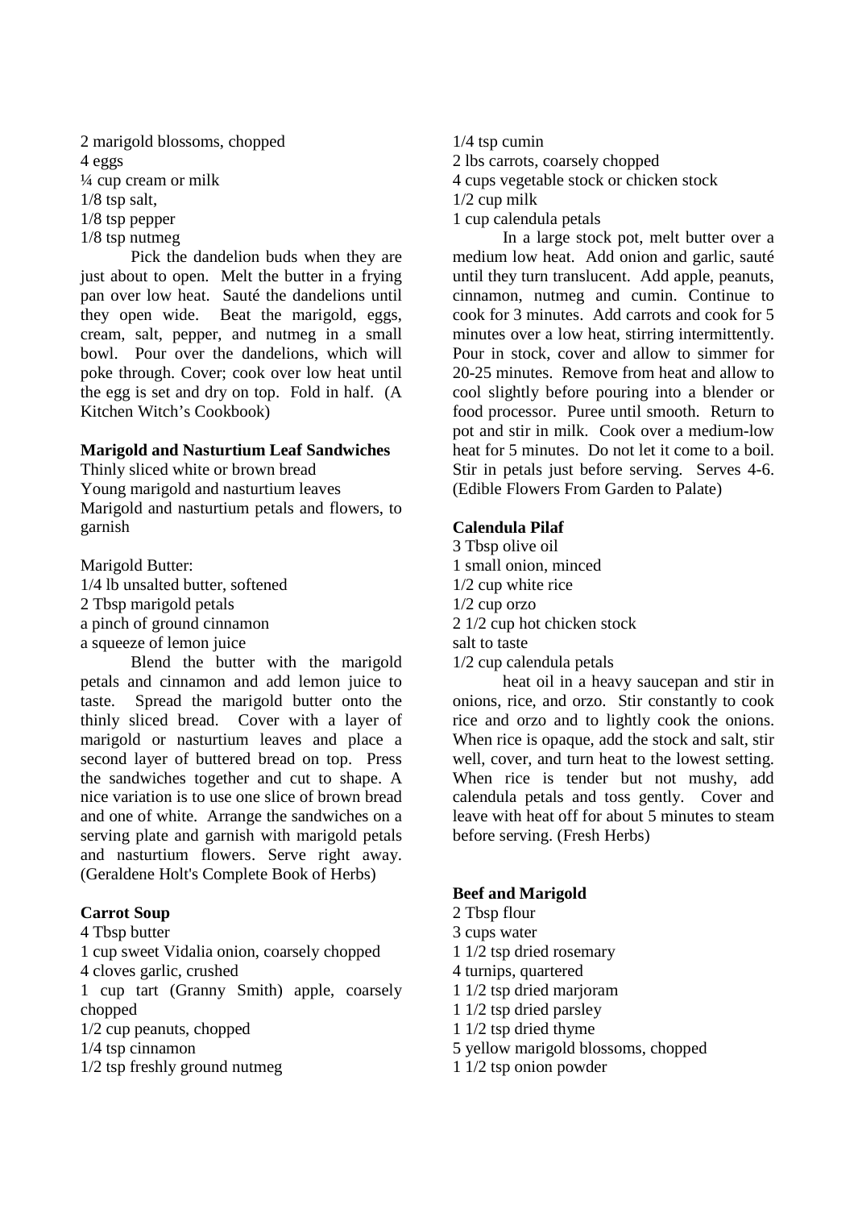2 marigold blossoms, chopped
4 eggs
¼ cup cream or milk
1/8 tsp salt,
1/8 tsp pepper
1/8 tsp nutmeg

Pick the dandelion buds when they are just about to open. Melt the butter in a frying pan over low heat. Sauté the dandelions until they open wide. Beat the marigold, eggs, cream, salt, pepper, and nutmeg in a small bowl. Pour over the dandelions, which will poke through. Cover; cook over low heat until the egg is set and dry on top. Fold in half. (A Kitchen Witch's Cookbook)

**Marigold and Nasturtium Leaf Sandwiches**

Thinly sliced white or brown bread
Young marigold and nasturtium leaves
Marigold and nasturtium petals and flowers, to garnish

Marigold Butter:
1/4 lb unsalted butter, softened
2 Tbsp marigold petals
a pinch of ground cinnamon
a squeeze of lemon juice

Blend the butter with the marigold petals and cinnamon and add lemon juice to taste. Spread the marigold butter onto the thinly sliced bread. Cover with a layer of marigold or nasturtium leaves and place a second layer of buttered bread on top. Press the sandwiches together and cut to shape. A nice variation is to use one slice of brown bread and one of white. Arrange the sandwiches on a serving plate and garnish with marigold petals and nasturtium flowers. Serve right away. (Geraldene Holt's Complete Book of Herbs)

**Carrot Soup**

4 Tbsp butter
1 cup sweet Vidalia onion, coarsely chopped
4 cloves garlic, crushed
1 cup tart (Granny Smith) apple, coarsely chopped
1/2 cup peanuts, chopped
1/4 tsp cinnamon
1/2 tsp freshly ground nutmeg
1/4 tsp cumin
2 lbs carrots, coarsely chopped
4 cups vegetable stock or chicken stock
1/2 cup milk
1 cup calendula petals

In a large stock pot, melt butter over a medium low heat. Add onion and garlic, sauté until they turn translucent. Add apple, peanuts, cinnamon, nutmeg and cumin. Continue to cook for 3 minutes. Add carrots and cook for 5 minutes over a low heat, stirring intermittently. Pour in stock, cover and allow to simmer for 20-25 minutes. Remove from heat and allow to cool slightly before pouring into a blender or food processor. Puree until smooth. Return to pot and stir in milk. Cook over a medium-low heat for 5 minutes. Do not let it come to a boil. Stir in petals just before serving. Serves 4-6. (Edible Flowers From Garden to Palate)

**Calendula Pilaf**

3 Tbsp olive oil
1 small onion, minced
1/2 cup white rice
1/2 cup orzo
2 1/2 cup hot chicken stock
salt to taste
1/2 cup calendula petals

heat oil in a heavy saucepan and stir in onions, rice, and orzo. Stir constantly to cook rice and orzo and to lightly cook the onions. When rice is opaque, add the stock and salt, stir well, cover, and turn heat to the lowest setting. When rice is tender but not mushy, add calendula petals and toss gently. Cover and leave with heat off for about 5 minutes to steam before serving. (Fresh Herbs)

**Beef and Marigold**

2 Tbsp flour
3 cups water
1 1/2 tsp dried rosemary
4 turnips, quartered
1 1/2 tsp dried marjoram
1 1/2 tsp dried parsley
1 1/2 tsp dried thyme
5 yellow marigold blossoms, chopped
1 1/2 tsp onion powder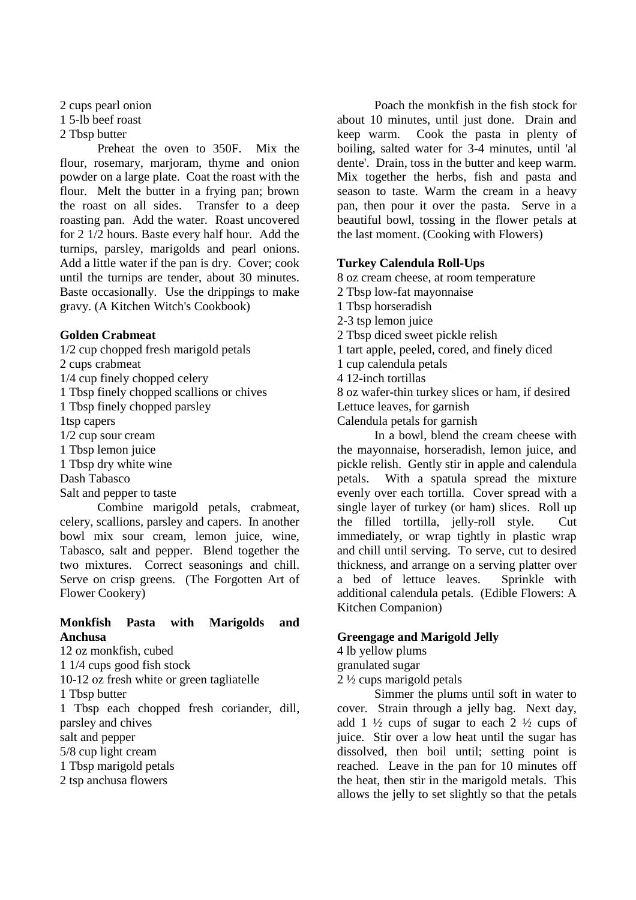2 cups pearl onion
1 5-lb beef roast
2 Tbsp butter

Preheat the oven to 350F. Mix the flour, rosemary, marjoram, thyme and onion powder on a large plate. Coat the roast with the flour. Melt the butter in a frying pan; brown the roast on all sides. Transfer to a deep roasting pan. Add the water. Roast uncovered for 2 1/2 hours. Baste every half hour. Add the turnips, parsley, marigolds and pearl onions. Add a little water if the pan is dry. Cover; cook until the turnips are tender, about 30 minutes. Baste occasionally. Use the drippings to make gravy. (A Kitchen Witch's Cookbook)

**Golden Crabmeat**

1/2 cup chopped fresh marigold petals
2 cups crabmeat
1/4 cup finely chopped celery
1 Tbsp finely chopped scallions or chives
1 Tbsp finely chopped parsley
1tsp capers
1/2 cup sour cream
1 Tbsp lemon juice
1 Tbsp dry white wine
Dash Tabasco
Salt and pepper to taste

Combine marigold petals, crabmeat, celery, scallions, parsley and capers. In another bowl mix sour cream, lemon juice, wine, Tabasco, salt and pepper. Blend together the two mixtures. Correct seasonings and chill. Serve on crisp greens. (The Forgotten Art of Flower Cookery)

**Monkfish Pasta with Marigolds and Anchusa**

12 oz monkfish, cubed
1 1/4 cups good fish stock
10-12 oz fresh white or green tagliatelle
1 Tbsp butter
1 Tbsp each chopped fresh coriander, dill, parsley and chives
salt and pepper
5/8 cup light cream
1 Tbsp marigold petals
2 tsp anchusa flowers

Poach the monkfish in the fish stock for about 10 minutes, until just done. Drain and keep warm. Cook the pasta in plenty of boiling, salted water for 3-4 minutes, until 'al dente'. Drain, toss in the butter and keep warm. Mix together the herbs, fish and pasta and season to taste. Warm the cream in a heavy pan, then pour it over the pasta. Serve in a beautiful bowl, tossing in the flower petals at the last moment. (Cooking with Flowers)

**Turkey Calendula Roll-Ups**

8 oz cream cheese, at room temperature
2 Tbsp low-fat mayonnaise
1 Tbsp horseradish
2-3 tsp lemon juice
2 Tbsp diced sweet pickle relish
1 tart apple, peeled, cored, and finely diced
1 cup calendula petals
4 12-inch tortillas
8 oz wafer-thin turkey slices or ham, if desired
Lettuce leaves, for garnish
Calendula petals for garnish

In a bowl, blend the cream cheese with the mayonnaise, horseradish, lemon juice, and pickle relish. Gently stir in apple and calendula petals. With a spatula spread the mixture evenly over each tortilla. Cover spread with a single layer of turkey (or ham) slices. Roll up the filled tortilla, jelly-roll style. Cut immediately, or wrap tightly in plastic wrap and chill until serving. To serve, cut to desired thickness, and arrange on a serving platter over a bed of lettuce leaves. Sprinkle with additional calendula petals. (Edible Flowers: A Kitchen Companion)

**Greengage and Marigold Jelly**

4 lb yellow plums
granulated sugar
2 ½ cups marigold petals

Simmer the plums until soft in water to cover. Strain through a jelly bag. Next day, add 1 ½ cups of sugar to each 2 ½ cups of juice. Stir over a low heat until the sugar has dissolved, then boil until; setting point is reached. Leave in the pan for 10 minutes off the heat, then stir in the marigold metals. This allows the jelly to set slightly so that the petals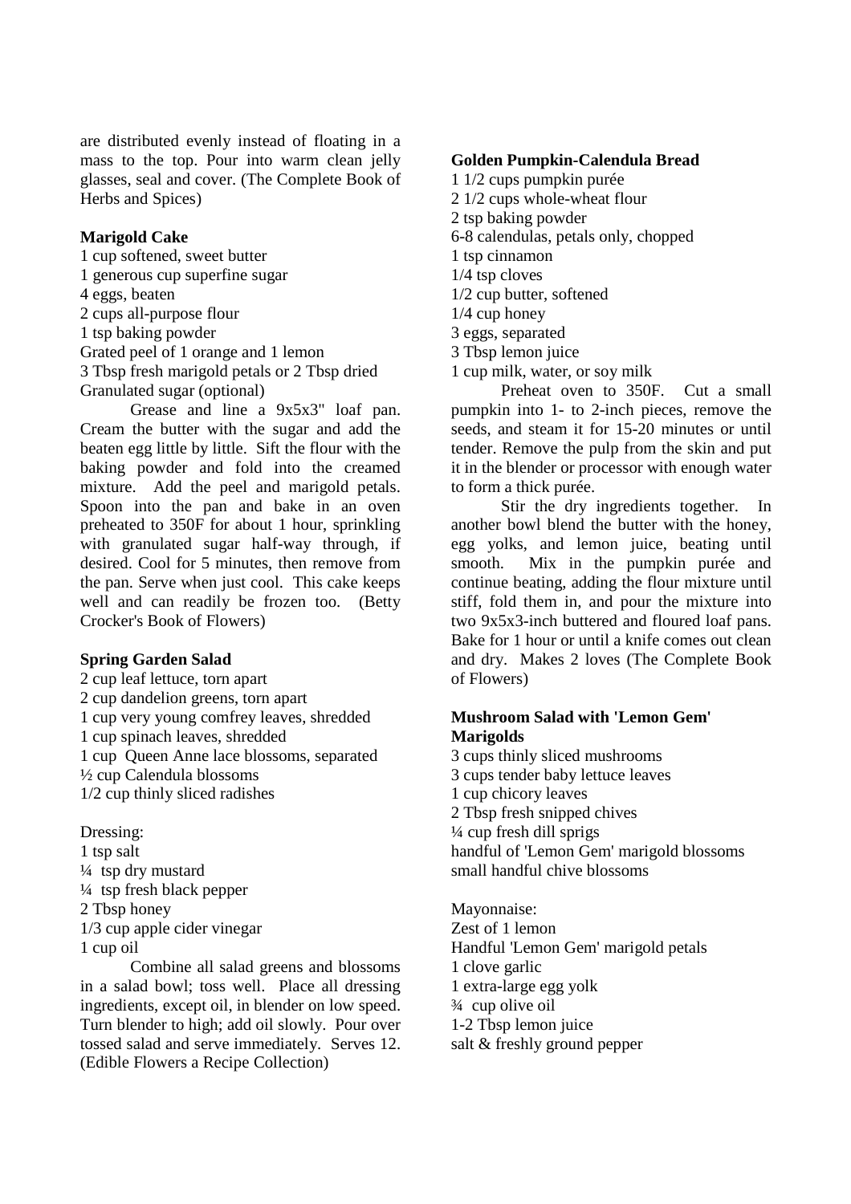are distributed evenly instead of floating in a mass to the top. Pour into warm clean jelly glasses, seal and cover. (The Complete Book of Herbs and Spices)

**Marigold Cake**

1 cup softened, sweet butter
1 generous cup superfine sugar
4 eggs, beaten
2 cups all-purpose flour
1 tsp baking powder
Grated peel of 1 orange and 1 lemon
3 Tbsp fresh marigold petals or 2 Tbsp dried
Granulated sugar (optional)

Grease and line a 9x5x3" loaf pan. Cream the butter with the sugar and add the beaten egg little by little. Sift the flour with the baking powder and fold into the creamed mixture. Add the peel and marigold petals. Spoon into the pan and bake in an oven preheated to 350F for about 1 hour, sprinkling with granulated sugar half-way through, if desired. Cool for 5 minutes, then remove from the pan. Serve when just cool. This cake keeps well and can readily be frozen too. (Betty Crocker's Book of Flowers)

**Spring Garden Salad**

2 cup leaf lettuce, torn apart
2 cup dandelion greens, torn apart
1 cup very young comfrey leaves, shredded
1 cup spinach leaves, shredded
1 cup Queen Anne lace blossoms, separated
½ cup Calendula blossoms
1/2 cup thinly sliced radishes

Dressing:
1 tsp salt
¼ tsp dry mustard
¼ tsp fresh black pepper
2 Tbsp honey
1/3 cup apple cider vinegar
1 cup oil

Combine all salad greens and blossoms in a salad bowl; toss well. Place all dressing ingredients, except oil, in blender on low speed. Turn blender to high; add oil slowly. Pour over tossed salad and serve immediately. Serves 12. (Edible Flowers a Recipe Collection)

**Golden Pumpkin-Calendula Bread**

1 1/2 cups pumpkin purée
2 1/2 cups whole-wheat flour
2 tsp baking powder
6-8 calendulas, petals only, chopped
1 tsp cinnamon
1/4 tsp cloves
1/2 cup butter, softened
1/4 cup honey
3 eggs, separated
3 Tbsp lemon juice
1 cup milk, water, or soy milk

Preheat oven to 350F. Cut a small pumpkin into 1- to 2-inch pieces, remove the seeds, and steam it for 15-20 minutes or until tender. Remove the pulp from the skin and put it in the blender or processor with enough water to form a thick purée.

Stir the dry ingredients together. In another bowl blend the butter with the honey, egg yolks, and lemon juice, beating until smooth. Mix in the pumpkin purée and continue beating, adding the flour mixture until stiff, fold them in, and pour the mixture into two 9x5x3-inch buttered and floured loaf pans. Bake for 1 hour or until a knife comes out clean and dry. Makes 2 loves (The Complete Book of Flowers)

**Mushroom Salad with 'Lemon Gem' Marigolds**

3 cups thinly sliced mushrooms
3 cups tender baby lettuce leaves
1 cup chicory leaves
2 Tbsp fresh snipped chives
¼ cup fresh dill sprigs
handful of 'Lemon Gem' marigold blossoms
small handful chive blossoms

Mayonnaise:
Zest of 1 lemon
Handful 'Lemon Gem' marigold petals
1 clove garlic
1 extra-large egg yolk
¾ cup olive oil
1-2 Tbsp lemon juice
salt & freshly ground pepper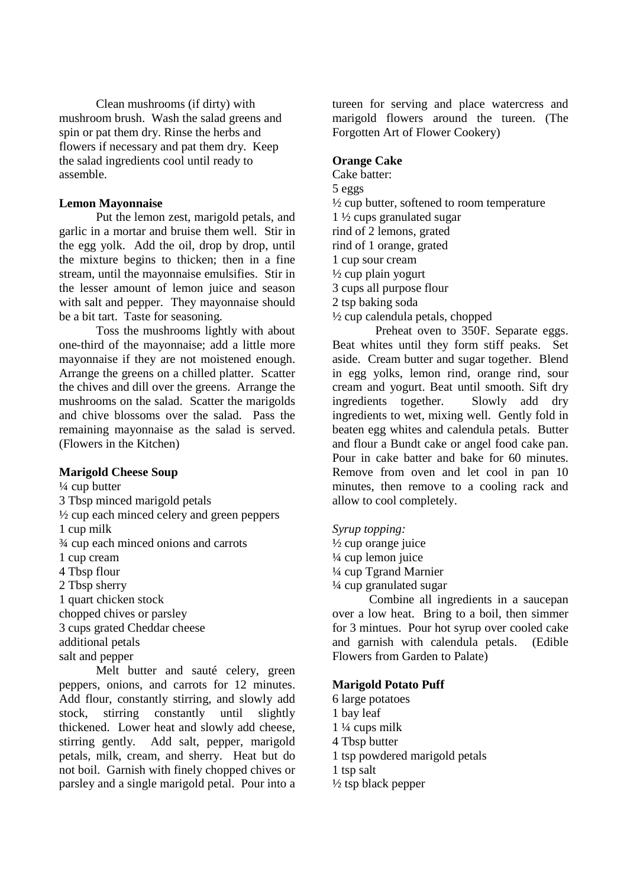Clean mushrooms (if dirty) with mushroom brush. Wash the salad greens and spin or pat them dry. Rinse the herbs and flowers if necessary and pat them dry. Keep the salad ingredients cool until ready to assemble.

**Lemon Mayonnaise**

Put the lemon zest, marigold petals, and garlic in a mortar and bruise them well. Stir in the egg yolk. Add the oil, drop by drop, until the mixture begins to thicken; then in a fine stream, until the mayonnaise emulsifies. Stir in the lesser amount of lemon juice and season with salt and pepper. They mayonnaise should be a bit tart. Taste for seasoning.

Toss the mushrooms lightly with about one-third of the mayonnaise; add a little more mayonnaise if they are not moistened enough. Arrange the greens on a chilled platter. Scatter the chives and dill over the greens. Arrange the mushrooms on the salad. Scatter the marigolds and chive blossoms over the salad. Pass the remaining mayonnaise as the salad is served. (Flowers in the Kitchen)

**Marigold Cheese Soup**

¼ cup butter
3 Tbsp minced marigold petals
½ cup each minced celery and green peppers
1 cup milk
¾ cup each minced onions and carrots
1 cup cream
4 Tbsp flour
2 Tbsp sherry
1 quart chicken stock
chopped chives or parsley
3 cups grated Cheddar cheese
additional petals
salt and pepper

Melt butter and sauté celery, green peppers, onions, and carrots for 12 minutes. Add flour, constantly stirring, and slowly add stock, stirring constantly until slightly thickened. Lower heat and slowly add cheese, stirring gently. Add salt, pepper, marigold petals, milk, cream, and sherry. Heat but do not boil. Garnish with finely chopped chives or parsley and a single marigold petal. Pour into a tureen for serving and place watercress and marigold flowers around the tureen. (The Forgotten Art of Flower Cookery)

**Orange Cake**

Cake batter:
5 eggs
½ cup butter, softened to room temperature
1 ½ cups granulated sugar
rind of 2 lemons, grated
rind of 1 orange, grated
1 cup sour cream
½ cup plain yogurt
3 cups all purpose flour
2 tsp baking soda
½ cup calendula petals, chopped

Preheat oven to 350F. Separate eggs. Beat whites until they form stiff peaks. Set aside. Cream butter and sugar together. Blend in egg yolks, lemon rind, orange rind, sour cream and yogurt. Beat until smooth. Sift dry ingredients together. Slowly add dry ingredients to wet, mixing well. Gently fold in beaten egg whites and calendula petals. Butter and flour a Bundt cake or angel food cake pan. Pour in cake batter and bake for 60 minutes. Remove from oven and let cool in pan 10 minutes, then remove to a cooling rack and allow to cool completely.

*Syrup topping:*
½ cup orange juice
¼ cup lemon juice
¼ cup Tgrand Marnier
¼ cup granulated sugar

Combine all ingredients in a saucepan over a low heat. Bring to a boil, then simmer for 3 mintues. Pour hot syrup over cooled cake and garnish with calendula petals. (Edible Flowers from Garden to Palate)

**Marigold Potato Puff**

6 large potatoes
1 bay leaf
1 ¼ cups milk
4 Tbsp butter
1 tsp powdered marigold petals
1 tsp salt
½ tsp black pepper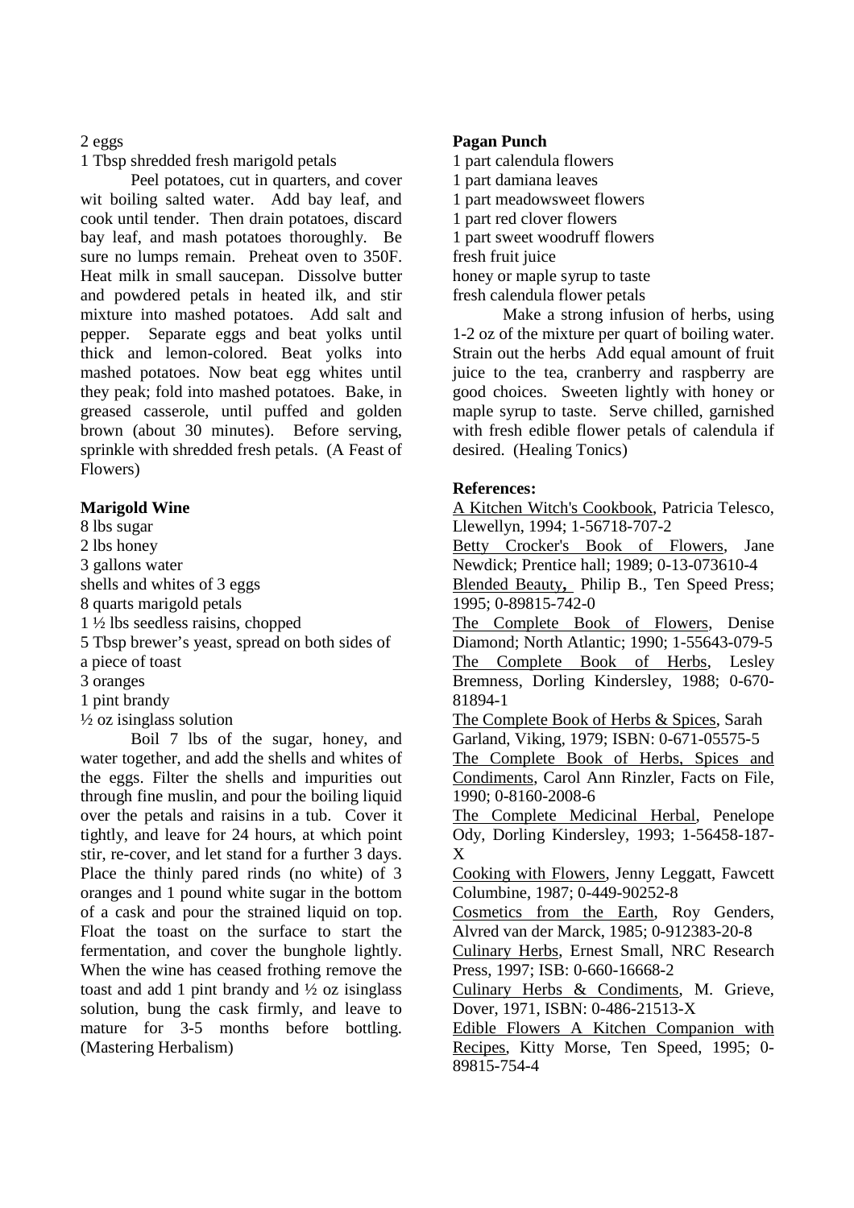2 eggs
1 Tbsp shredded fresh marigold petals

Peel potatoes, cut in quarters, and cover wit boiling salted water. Add bay leaf, and cook until tender. Then drain potatoes, discard bay leaf, and mash potatoes thoroughly. Be sure no lumps remain. Preheat oven to 350F. Heat milk in small saucepan. Dissolve butter and powdered petals in heated ilk, and stir mixture into mashed potatoes. Add salt and pepper. Separate eggs and beat yolks until thick and lemon-colored. Beat yolks into mashed potatoes. Now beat egg whites until they peak; fold into mashed potatoes. Bake, in greased casserole, until puffed and golden brown (about 30 minutes). Before serving, sprinkle with shredded fresh petals. (A Feast of Flowers)

**Marigold Wine**

8 lbs sugar
2 lbs honey
3 gallons water
shells and whites of 3 eggs
8 quarts marigold petals
1 ½ lbs seedless raisins, chopped
5 Tbsp brewer's yeast, spread on both sides of a piece of toast
3 oranges
1 pint brandy
½ oz isinglass solution

Boil 7 lbs of the sugar, honey, and water together, and add the shells and whites of the eggs. Filter the shells and impurities out through fine muslin, and pour the boiling liquid over the petals and raisins in a tub. Cover it tightly, and leave for 24 hours, at which point stir, re-cover, and let stand for a further 3 days. Place the thinly pared rinds (no white) of 3 oranges and 1 pound white sugar in the bottom of a cask and pour the strained liquid on top. Float the toast on the surface to start the fermentation, and cover the bunghole lightly. When the wine has ceased frothing remove the toast and add 1 pint brandy and ½ oz isinglass solution, bung the cask firmly, and leave to mature for 3-5 months before bottling. (Mastering Herbalism)

**Pagan Punch**

1 part calendula flowers
1 part damiana leaves
1 part meadowsweet flowers
1 part red clover flowers
1 part sweet woodruff flowers
fresh fruit juice
honey or maple syrup to taste
fresh calendula flower petals

Make a strong infusion of herbs, using 1-2 oz of the mixture per quart of boiling water. Strain out the herbs Add equal amount of fruit juice to the tea, cranberry and raspberry are good choices. Sweeten lightly with honey or maple syrup to taste. Serve chilled, garnished with fresh edible flower petals of calendula if desired. (Healing Tonics)

**References:**

A Kitchen Witch's Cookbook, Patricia Telesco, Llewellyn, 1994; 1-56718-707-2
Betty Crocker's Book of Flowers, Jane Newdick; Prentice hall; 1989; 0-13-073610-4
Blended Beauty, Philip B., Ten Speed Press; 1995; 0-89815-742-0
The Complete Book of Flowers, Denise Diamond; North Atlantic; 1990; 1-55643-079-5
The Complete Book of Herbs, Lesley Bremness, Dorling Kindersley, 1988; 0-670-81894-1
The Complete Book of Herbs & Spices, Sarah Garland, Viking, 1979; ISBN: 0-671-05575-5
The Complete Book of Herbs, Spices and Condiments, Carol Ann Rinzler, Facts on File, 1990; 0-8160-2008-6
The Complete Medicinal Herbal, Penelope Ody, Dorling Kindersley, 1993; 1-56458-187-X
Cooking with Flowers, Jenny Leggatt, Fawcett Columbine, 1987; 0-449-90252-8
Cosmetics from the Earth, Roy Genders, Alvred van der Marck, 1985; 0-912383-20-8
Culinary Herbs, Ernest Small, NRC Research Press, 1997; ISB: 0-660-16668-2
Culinary Herbs & Condiments, M. Grieve, Dover, 1971, ISBN: 0-486-21513-X
Edible Flowers A Kitchen Companion with Recipes, Kitty Morse, Ten Speed, 1995; 0-89815-754-4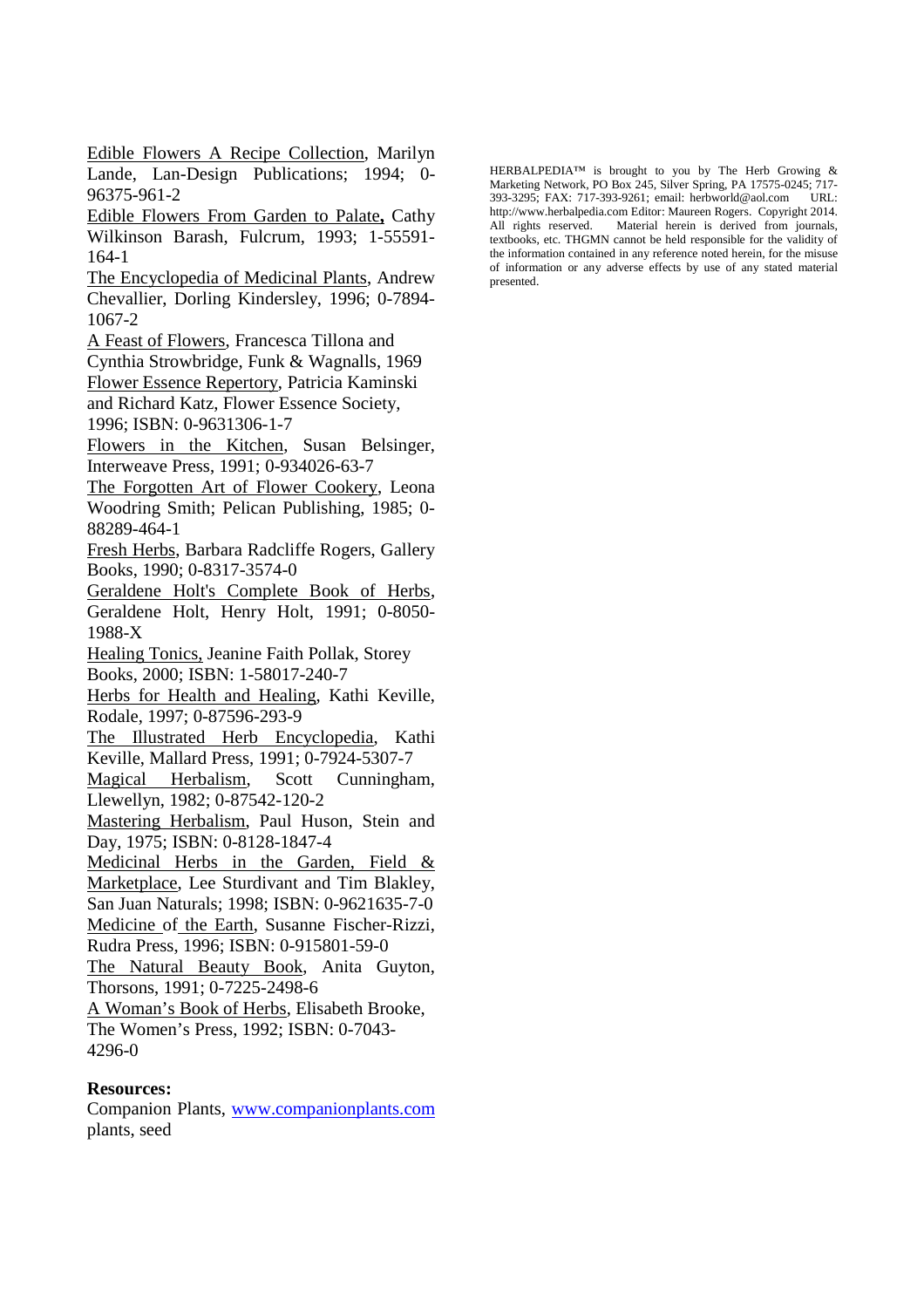Edible Flowers A Recipe Collection, Marilyn Lande, Lan-Design Publications; 1994; 0-96375-961-2

Edible Flowers From Garden to Palate**,** Cathy Wilkinson Barash, Fulcrum, 1993; 1-55591-164-1

The Encyclopedia of Medicinal Plants, Andrew Chevallier, Dorling Kindersley, 1996; 0-7894-1067-2

A Feast of Flowers, Francesca Tillona and Cynthia Strowbridge, Funk & Wagnalls, 1969

Flower Essence Repertory, Patricia Kaminski and Richard Katz, Flower Essence Society, 1996; ISBN: 0-9631306-1-7

Flowers in the Kitchen, Susan Belsinger, Interweave Press, 1991; 0-934026-63-7

The Forgotten Art of Flower Cookery, Leona Woodring Smith; Pelican Publishing, 1985; 0-88289-464-1

Fresh Herbs, Barbara Radcliffe Rogers, Gallery Books, 1990; 0-8317-3574-0

Geraldene Holt's Complete Book of Herbs, Geraldene Holt, Henry Holt, 1991; 0-8050-1988-X

Healing Tonics, Jeanine Faith Pollak, Storey Books, 2000; ISBN: 1-58017-240-7

Herbs for Health and Healing, Kathi Keville, Rodale, 1997; 0-87596-293-9

The Illustrated Herb Encyclopedia, Kathi Keville, Mallard Press, 1991; 0-7924-5307-7

Magical Herbalism, Scott Cunningham, Llewellyn, 1982; 0-87542-120-2

Mastering Herbalism, Paul Huson, Stein and Day, 1975; ISBN: 0-8128-1847-4

Medicinal Herbs in the Garden, Field & Marketplace, Lee Sturdivant and Tim Blakley, San Juan Naturals; 1998; ISBN: 0-9621635-7-0

Medicine of the Earth, Susanne Fischer-Rizzi, Rudra Press, 1996; ISBN: 0-915801-59-0

The Natural Beauty Book, Anita Guyton, Thorsons, 1991; 0-7225-2498-6

A Woman's Book of Herbs, Elisabeth Brooke, The Women's Press, 1992; ISBN: 0-7043-4296-0

**Resources:**

Companion Plants, www.companionplants.com plants, seed

HERBALPEDIA™ is brought to you by The Herb Growing & Marketing Network, PO Box 245, Silver Spring, PA 17575-0245; 717-393-3295; FAX: 717-393-9261; email: herbworld@aol.com URL: http://www.herbalpedia.com Editor: Maureen Rogers. Copyright 2014. All rights reserved. Material herein is derived from journals, textbooks, etc. THGMN cannot be held responsible for the validity of the information contained in any reference noted herein, for the misuse of information or any adverse effects by use of any stated material presented.